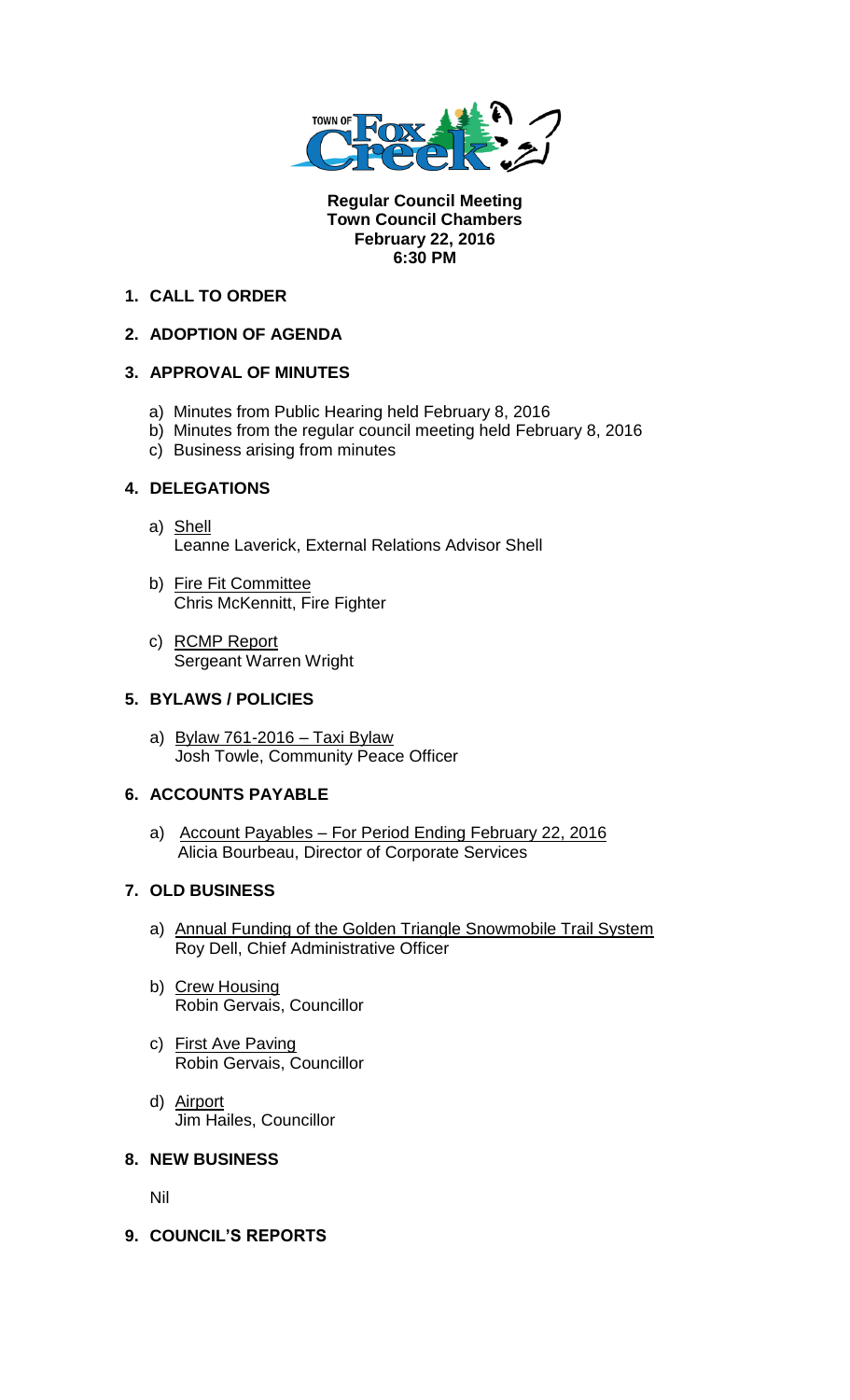**Regular Council Meeting**
**Town Council Chambers**
**February 22, 2016**
**6:30 PM**

## 1. CALL TO ORDER

## 2. ADOPTION OF AGENDA

## 3. APPROVAL OF MINUTES

a) Minutes from Public Hearing held February 8, 2016
b) Minutes from the regular council meeting held February 8, 2016
c) Business arising from minutes

## 4. DELEGATIONS

a) Shell
Leanne Laverick, External Relations Advisor Shell

b) Fire Fit Committee
Chris McKennitt, Fire Fighter

c) RCMP Report
Sergeant Warren Wright

## 5. BYLAWS / POLICIES

a) Bylaw 761-2016 – Taxi Bylaw
Josh Towle, Community Peace Officer

## 6. ACCOUNTS PAYABLE

a) Account Payables – For Period Ending February 22, 2016
Alicia Bourbeau, Director of Corporate Services

## 7. OLD BUSINESS

a) Annual Funding of the Golden Triangle Snowmobile Trail System
Roy Dell, Chief Administrative Officer

b) Crew Housing
Robin Gervais, Councillor

c) First Ave Paving
Robin Gervais, Councillor

d) Airport
Jim Hailes, Councillor

## 8. NEW BUSINESS

Nil

## 9. COUNCIL'S REPORTS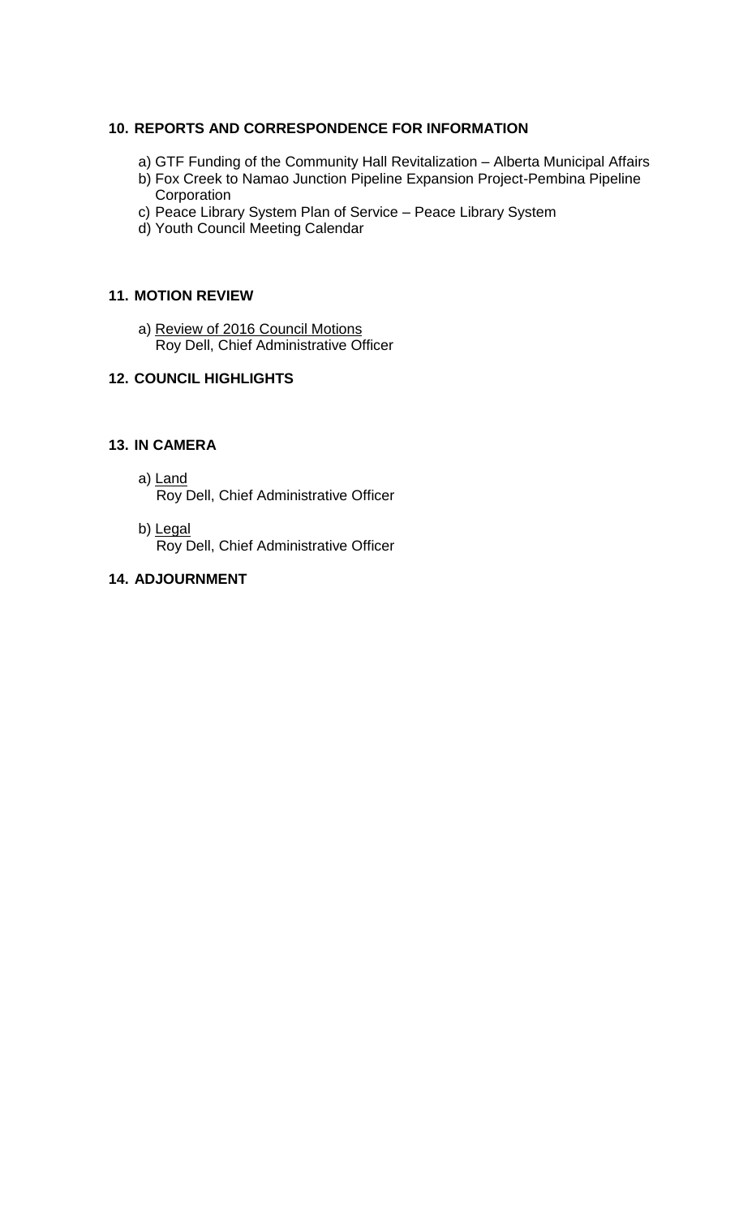**10. REPORTS AND CORRESPONDENCE FOR INFORMATION**

a) GTF Funding of the Community Hall Revitalization – Alberta Municipal Affairs
b) Fox Creek to Namao Junction Pipeline Expansion Project-Pembina Pipeline Corporation
c) Peace Library System Plan of Service – Peace Library System
d) Youth Council Meeting Calendar

**11. MOTION REVIEW**

a) Review of 2016 Council Motions
Roy Dell, Chief Administrative Officer

**12. COUNCIL HIGHLIGHTS**

**13. IN CAMERA**

a) Land
Roy Dell, Chief Administrative Officer

b) Legal
Roy Dell, Chief Administrative Officer

**14. ADJOURNMENT**